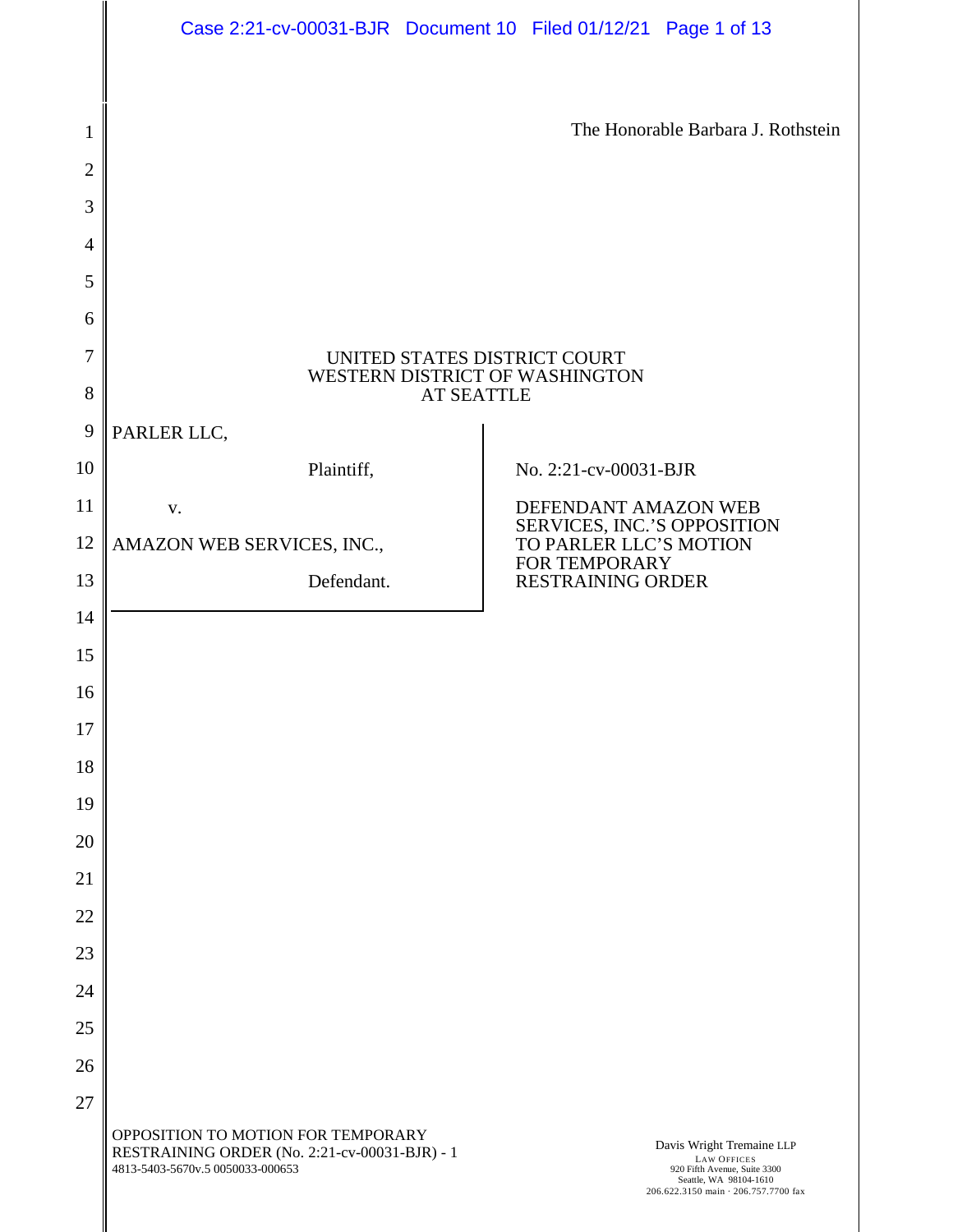The Honorable Barbara J. Rothstein

UNITED STATES DISTRICT COURT
WESTERN DISTRICT OF WASHINGTON
AT SEATTLE

PARLER LLC,

Plaintiff,

v.

AMAZON WEB SERVICES, INC.,

Defendant.

No. 2:21-cv-00031-BJR

DEFENDANT AMAZON WEB SERVICES, INC.'S OPPOSITION TO PARLER LLC'S MOTION FOR TEMPORARY RESTRAINING ORDER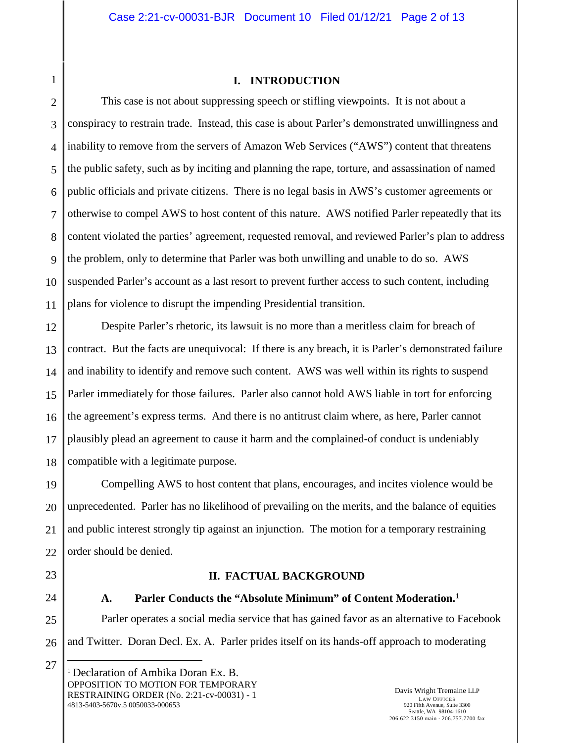## I. INTRODUCTION

This case is not about suppressing speech or stifling viewpoints. It is not about a conspiracy to restrain trade. Instead, this case is about Parler's demonstrated unwillingness and inability to remove from the servers of Amazon Web Services ("AWS") content that threatens the public safety, such as by inciting and planning the rape, torture, and assassination of named public officials and private citizens. There is no legal basis in AWS's customer agreements or otherwise to compel AWS to host content of this nature. AWS notified Parler repeatedly that its content violated the parties' agreement, requested removal, and reviewed Parler's plan to address the problem, only to determine that Parler was both unwilling and unable to do so. AWS suspended Parler's account as a last resort to prevent further access to such content, including plans for violence to disrupt the impending Presidential transition.

Despite Parler's rhetoric, its lawsuit is no more than a meritless claim for breach of contract. But the facts are unequivocal: If there is any breach, it is Parler's demonstrated failure and inability to identify and remove such content. AWS was well within its rights to suspend Parler immediately for those failures. Parler also cannot hold AWS liable in tort for enforcing the agreement's express terms. And there is no antitrust claim where, as here, Parler cannot plausibly plead an agreement to cause it harm and the complained-of conduct is undeniably compatible with a legitimate purpose.

Compelling AWS to host content that plans, encourages, and incites violence would be unprecedented. Parler has no likelihood of prevailing on the merits, and the balance of equities and public interest strongly tip against an injunction. The motion for a temporary restraining order should be denied.

## II. FACTUAL BACKGROUND

### A. Parler Conducts the "Absolute Minimum" of Content Moderation.[1]

Parler operates a social media service that has gained favor as an alternative to Facebook and Twitter. Doran Decl. Ex. A. Parler prides itself on its hands-off approach to moderating

[1] Declaration of Ambika Doran Ex. B.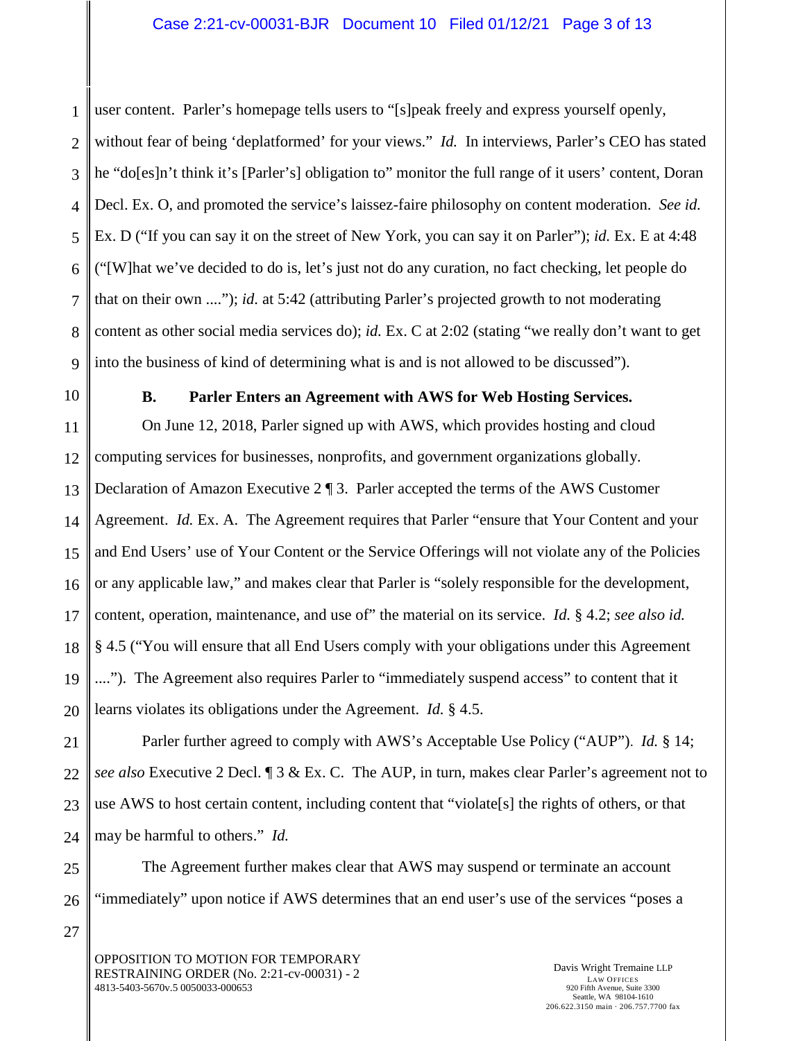user content. Parler's homepage tells users to "[s]peak freely and express yourself openly, without fear of being 'deplatformed' for your views." *Id.* In interviews, Parler's CEO has stated he "do[es]n't think it's [Parler's] obligation to" monitor the full range of it users' content, Doran Decl. Ex. O, and promoted the service's laissez-faire philosophy on content moderation. *See id.* Ex. D ("If you can say it on the street of New York, you can say it on Parler"); *id.* Ex. E at 4:48 ("[W]hat we've decided to do is, let's just not do any curation, no fact checking, let people do that on their own ...."); *id.* at 5:42 (attributing Parler's projected growth to not moderating content as other social media services do); *id.* Ex. C at 2:02 (stating "we really don't want to get into the business of kind of determining what is and is not allowed to be discussed").

### B. Parler Enters an Agreement with AWS for Web Hosting Services.

On June 12, 2018, Parler signed up with AWS, which provides hosting and cloud computing services for businesses, nonprofits, and government organizations globally. Declaration of Amazon Executive 2 ¶ 3. Parler accepted the terms of the AWS Customer Agreement. *Id.* Ex. A. The Agreement requires that Parler "ensure that Your Content and your and End Users' use of Your Content or the Service Offerings will not violate any of the Policies or any applicable law," and makes clear that Parler is "solely responsible for the development, content, operation, maintenance, and use of" the material on its service. *Id.* § 4.2; *see also id.* § 4.5 ("You will ensure that all End Users comply with your obligations under this Agreement ...."). The Agreement also requires Parler to "immediately suspend access" to content that it learns violates its obligations under the Agreement. *Id.* § 4.5.

Parler further agreed to comply with AWS's Acceptable Use Policy ("AUP"). *Id.* § 14; *see also* Executive 2 Decl. ¶ 3 & Ex. C. The AUP, in turn, makes clear Parler's agreement not to use AWS to host certain content, including content that "violate[s] the rights of others, or that may be harmful to others." *Id.*

The Agreement further makes clear that AWS may suspend or terminate an account "immediately" upon notice if AWS determines that an end user's use of the services "poses a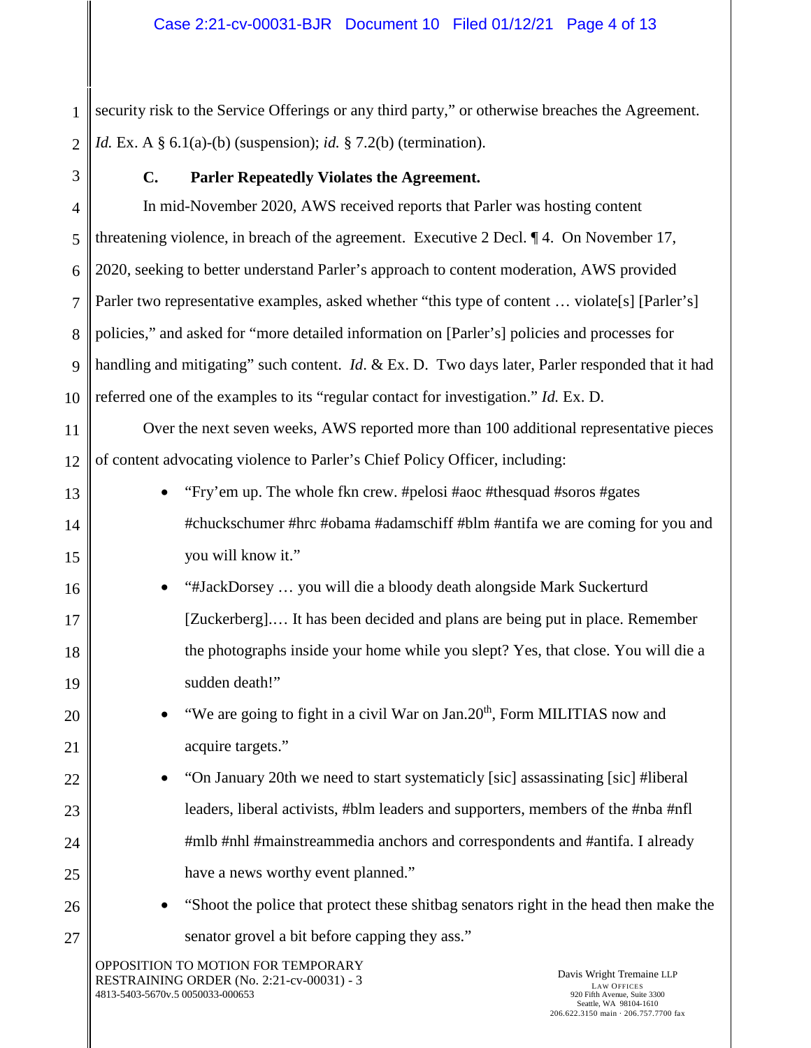security risk to the Service Offerings or any third party," or otherwise breaches the Agreement. *Id.* Ex. A § 6.1(a)-(b) (suspension); *id.* § 7.2(b) (termination).

### C. Parler Repeatedly Violates the Agreement.

In mid-November 2020, AWS received reports that Parler was hosting content threatening violence, in breach of the agreement. Executive 2 Decl. ¶ 4. On November 17, 2020, seeking to better understand Parler's approach to content moderation, AWS provided Parler two representative examples, asked whether "this type of content … violate[s] [Parler's] policies," and asked for "more detailed information on [Parler's] policies and processes for handling and mitigating" such content. *Id*. & Ex. D. Two days later, Parler responded that it had referred one of the examples to its "regular contact for investigation." *Id.* Ex. D.

Over the next seven weeks, AWS reported more than 100 additional representative pieces of content advocating violence to Parler's Chief Policy Officer, including:

- "Fry'em up. The whole fkn crew. #pelosi #aoc #thesquad #soros #gates #chuckschumer #hrc #obama #adamschiff #blm #antifa we are coming for you and you will know it."
- "#JackDorsey … you will die a bloody death alongside Mark Suckerturd [Zuckerberg].… It has been decided and plans are being put in place. Remember the photographs inside your home while you slept? Yes, that close. You will die a sudden death!"
- "We are going to fight in a civil War on Jan.20th, Form MILITIAS now and acquire targets."
- "On January 20th we need to start systematicly [sic] assassinating [sic] #liberal leaders, liberal activists, #blm leaders and supporters, members of the #nba #nfl #mlb #nhl #mainstreammedia anchors and correspondents and #antifa. I already have a news worthy event planned."
- "Shoot the police that protect these shitbag senators right in the head then make the senator grovel a bit before capping they ass."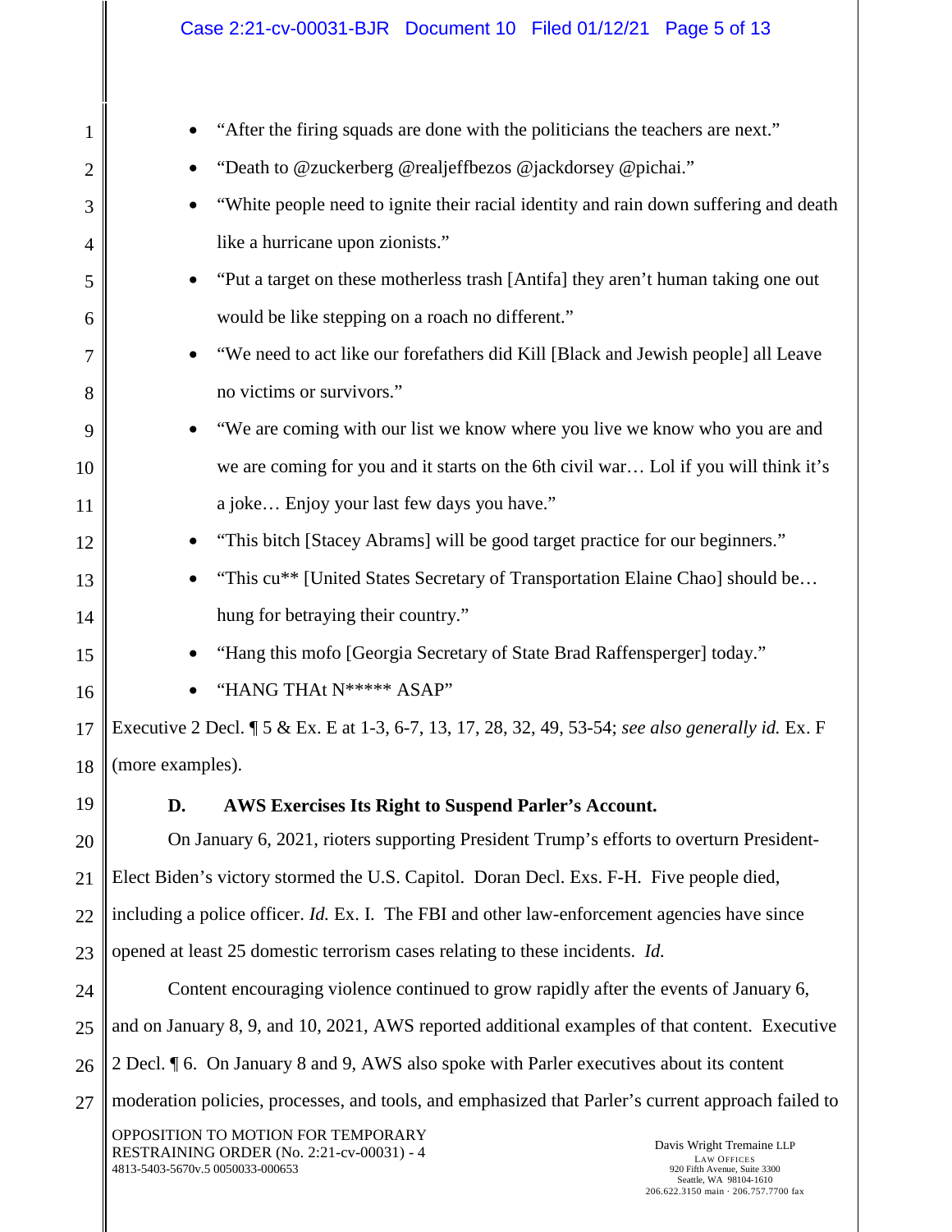- "After the firing squads are done with the politicians the teachers are next."
- "Death to @zuckerberg @realjeffbezos @jackdorsey @pichai."
- "White people need to ignite their racial identity and rain down suffering and death like a hurricane upon zionists."
- "Put a target on these motherless trash [Antifa] they aren't human taking one out would be like stepping on a roach no different."
- "We need to act like our forefathers did Kill [Black and Jewish people] all Leave no victims or survivors."
- "We are coming with our list we know where you live we know who you are and we are coming for you and it starts on the 6th civil war… Lol if you will think it's a joke… Enjoy your last few days you have."
- "This bitch [Stacey Abrams] will be good target practice for our beginners."
- "This cu** [United States Secretary of Transportation Elaine Chao] should be… hung for betraying their country."
- "Hang this mofo [Georgia Secretary of State Brad Raffensperger] today."
- "HANG THAt N***** ASAP"

Executive 2 Decl. ¶ 5 & Ex. E at 1-3, 6-7, 13, 17, 28, 32, 49, 53-54; *see also generally id.* Ex. F (more examples).

### D. AWS Exercises Its Right to Suspend Parler's Account.

On January 6, 2021, rioters supporting President Trump's efforts to overturn President-Elect Biden's victory stormed the U.S. Capitol. Doran Decl. Exs. F-H. Five people died, including a police officer. *Id.* Ex. I. The FBI and other law-enforcement agencies have since opened at least 25 domestic terrorism cases relating to these incidents. *Id.*

Content encouraging violence continued to grow rapidly after the events of January 6, and on January 8, 9, and 10, 2021, AWS reported additional examples of that content. Executive 2 Decl. ¶ 6. On January 8 and 9, AWS also spoke with Parler executives about its content moderation policies, processes, and tools, and emphasized that Parler's current approach failed to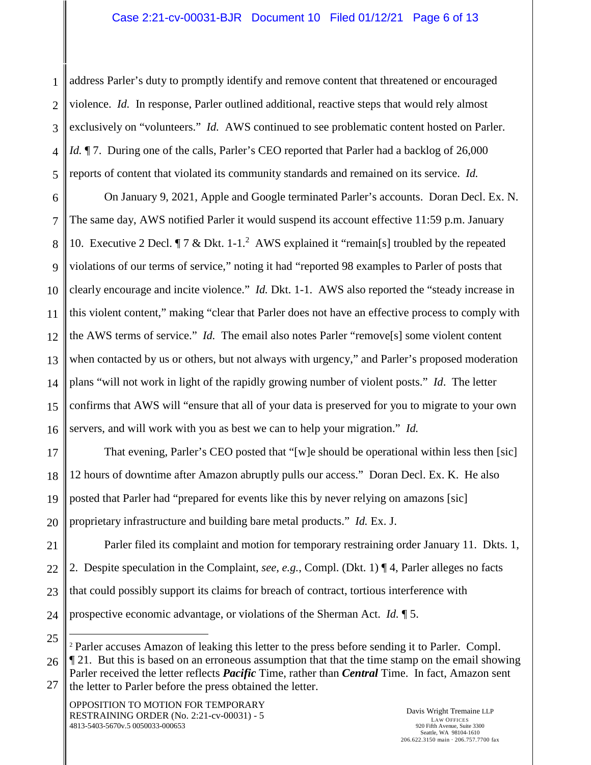address Parler's duty to promptly identify and remove content that threatened or encouraged violence. *Id.* In response, Parler outlined additional, reactive steps that would rely almost exclusively on "volunteers." *Id.* AWS continued to see problematic content hosted on Parler. *Id.* ¶ 7. During one of the calls, Parler's CEO reported that Parler had a backlog of 26,000 reports of content that violated its community standards and remained on its service. *Id.*

On January 9, 2021, Apple and Google terminated Parler's accounts. Doran Decl. Ex. N. The same day, AWS notified Parler it would suspend its account effective 11:59 p.m. January 10. Executive 2 Decl. ¶ 7 & Dkt. 1-1.[2] AWS explained it "remain[s] troubled by the repeated violations of our terms of service," noting it had "reported 98 examples to Parler of posts that clearly encourage and incite violence." *Id.* Dkt. 1-1. AWS also reported the "steady increase in this violent content," making "clear that Parler does not have an effective process to comply with the AWS terms of service." *Id.* The email also notes Parler "remove[s] some violent content when contacted by us or others, but not always with urgency," and Parler's proposed moderation plans "will not work in light of the rapidly growing number of violent posts." *Id*. The letter confirms that AWS will "ensure that all of your data is preserved for you to migrate to your own servers, and will work with you as best we can to help your migration." *Id.*

That evening, Parler's CEO posted that "[w]e should be operational within less then [sic] 12 hours of downtime after Amazon abruptly pulls our access." Doran Decl. Ex. K. He also posted that Parler had "prepared for events like this by never relying on amazons [sic] proprietary infrastructure and building bare metal products." *Id.* Ex. J.

Parler filed its complaint and motion for temporary restraining order January 11. Dkts. 1, 2. Despite speculation in the Complaint, *see, e.g.*, Compl. (Dkt. 1) ¶ 4, Parler alleges no facts that could possibly support its claims for breach of contract, tortious interference with prospective economic advantage, or violations of the Sherman Act. *Id.* ¶ 5.

---

[2] Parler accuses Amazon of leaking this letter to the press before sending it to Parler. Compl. ¶ 21. But this is based on an erroneous assumption that that the time stamp on the email showing Parler received the letter reflects ***Pacific*** Time, rather than ***Central*** Time. In fact, Amazon sent the letter to Parler before the press obtained the letter.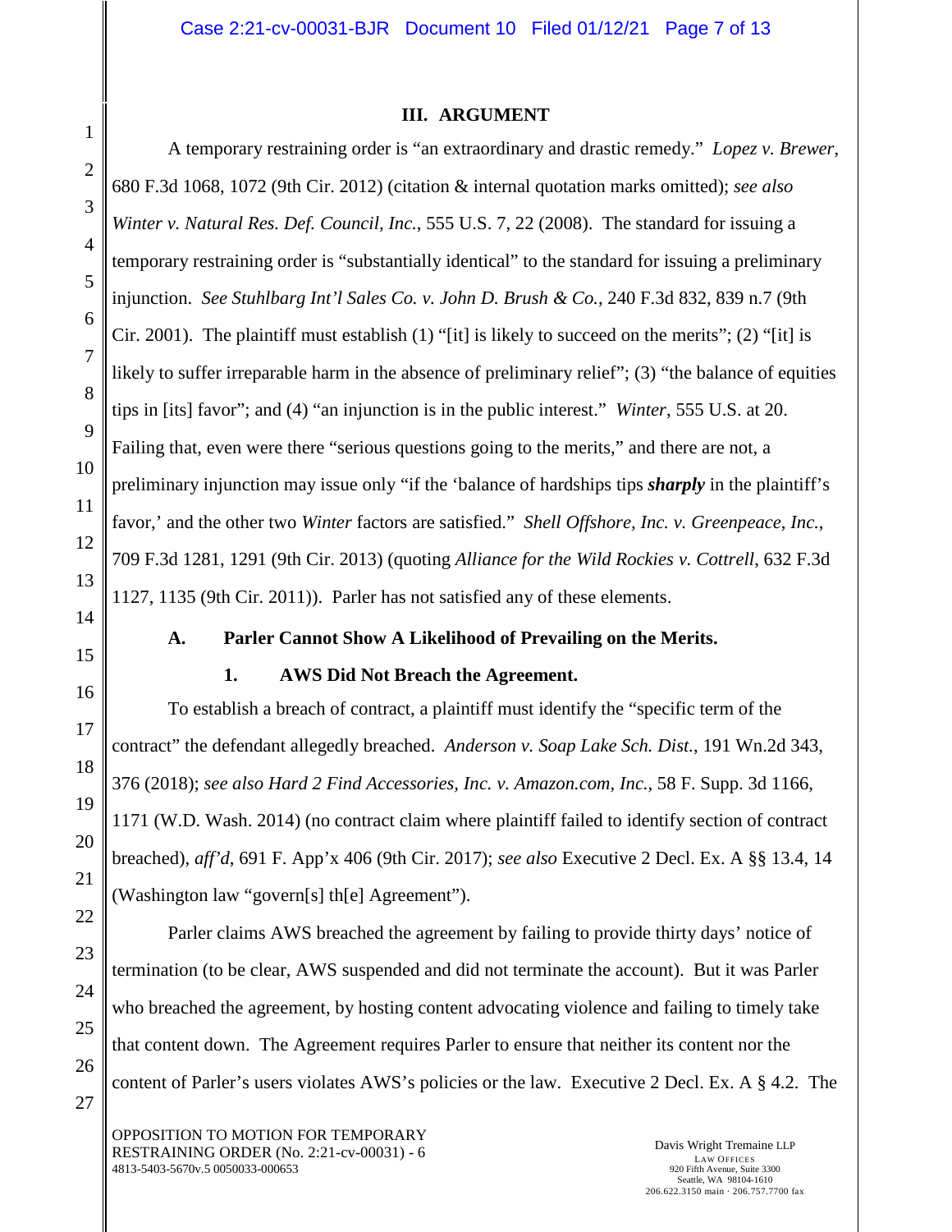## III. ARGUMENT

A temporary restraining order is "an extraordinary and drastic remedy." *Lopez v. Brewer*, 680 F.3d 1068, 1072 (9th Cir. 2012) (citation & internal quotation marks omitted); *see also Winter v. Natural Res. Def. Council, Inc.*, 555 U.S. 7, 22 (2008). The standard for issuing a temporary restraining order is "substantially identical" to the standard for issuing a preliminary injunction. *See Stuhlbarg Int'l Sales Co. v. John D. Brush & Co.*, 240 F.3d 832, 839 n.7 (9th Cir. 2001). The plaintiff must establish (1) "[it] is likely to succeed on the merits"; (2) "[it] is likely to suffer irreparable harm in the absence of preliminary relief"; (3) "the balance of equities tips in [its] favor"; and (4) "an injunction is in the public interest." *Winter*, 555 U.S. at 20. Failing that, even were there "serious questions going to the merits," and there are not, a preliminary injunction may issue only "if the 'balance of hardships tips ***sharply*** in the plaintiff's favor,' and the other two *Winter* factors are satisfied." *Shell Offshore, Inc. v. Greenpeace, Inc.*, 709 F.3d 1281, 1291 (9th Cir. 2013) (quoting *Alliance for the Wild Rockies v. Cottrell*, 632 F.3d 1127, 1135 (9th Cir. 2011)). Parler has not satisfied any of these elements.

### A. Parler Cannot Show A Likelihood of Prevailing on the Merits.

#### 1. AWS Did Not Breach the Agreement.

To establish a breach of contract, a plaintiff must identify the "specific term of the contract" the defendant allegedly breached. *Anderson v. Soap Lake Sch. Dist.*, 191 Wn.2d 343, 376 (2018); *see also Hard 2 Find Accessories, Inc. v. Amazon.com, Inc.*, 58 F. Supp. 3d 1166, 1171 (W.D. Wash. 2014) (no contract claim where plaintiff failed to identify section of contract breached), *aff'd*, 691 F. App'x 406 (9th Cir. 2017); *see also* Executive 2 Decl. Ex. A §§ 13.4, 14 (Washington law "govern[s] th[e] Agreement").

Parler claims AWS breached the agreement by failing to provide thirty days' notice of termination (to be clear, AWS suspended and did not terminate the account). But it was Parler who breached the agreement, by hosting content advocating violence and failing to timely take that content down. The Agreement requires Parler to ensure that neither its content nor the content of Parler's users violates AWS's policies or the law. Executive 2 Decl. Ex. A § 4.2. The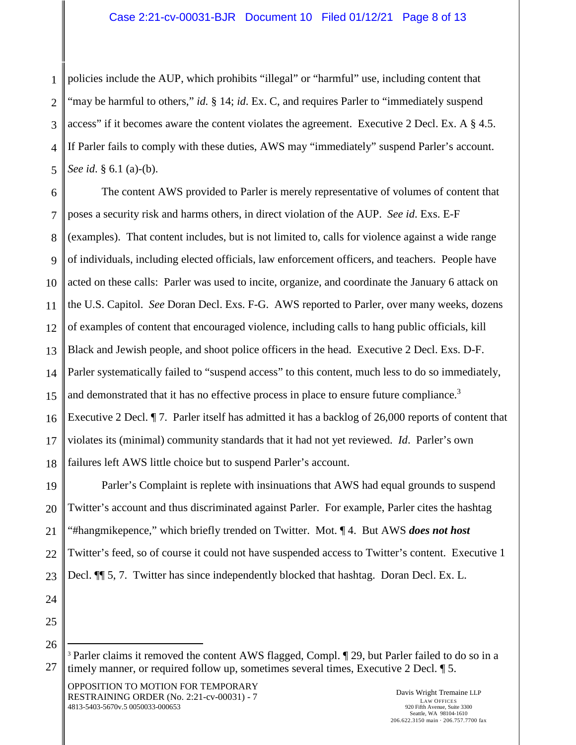policies include the AUP, which prohibits "illegal" or "harmful" use, including content that "may be harmful to others," *id.* § 14; *id*. Ex. C, and requires Parler to "immediately suspend access" if it becomes aware the content violates the agreement. Executive 2 Decl. Ex. A § 4.5. If Parler fails to comply with these duties, AWS may "immediately" suspend Parler's account. *See id*. § 6.1 (a)-(b).

The content AWS provided to Parler is merely representative of volumes of content that poses a security risk and harms others, in direct violation of the AUP. *See id*. Exs. E-F (examples). That content includes, but is not limited to, calls for violence against a wide range of individuals, including elected officials, law enforcement officers, and teachers. People have acted on these calls: Parler was used to incite, organize, and coordinate the January 6 attack on the U.S. Capitol. *See* Doran Decl. Exs. F-G. AWS reported to Parler, over many weeks, dozens of examples of content that encouraged violence, including calls to hang public officials, kill Black and Jewish people, and shoot police officers in the head. Executive 2 Decl. Exs. D-F. Parler systematically failed to "suspend access" to this content, much less to do so immediately, and demonstrated that it has no effective process in place to ensure future compliance.[3] Executive 2 Decl. ¶ 7. Parler itself has admitted it has a backlog of 26,000 reports of content that violates its (minimal) community standards that it had not yet reviewed. *Id*. Parler's own failures left AWS little choice but to suspend Parler's account.

Parler's Complaint is replete with insinuations that AWS had equal grounds to suspend Twitter's account and thus discriminated against Parler. For example, Parler cites the hashtag "#hangmikepence," which briefly trended on Twitter. Mot. ¶ 4. But AWS ***does not host*** Twitter's feed, so of course it could not have suspended access to Twitter's content. Executive 1 Decl. ¶¶ 5, 7. Twitter has since independently blocked that hashtag. Doran Decl. Ex. L.

---

[3] Parler claims it removed the content AWS flagged, Compl. ¶ 29, but Parler failed to do so in a timely manner, or required follow up, sometimes several times, Executive 2 Decl. ¶ 5.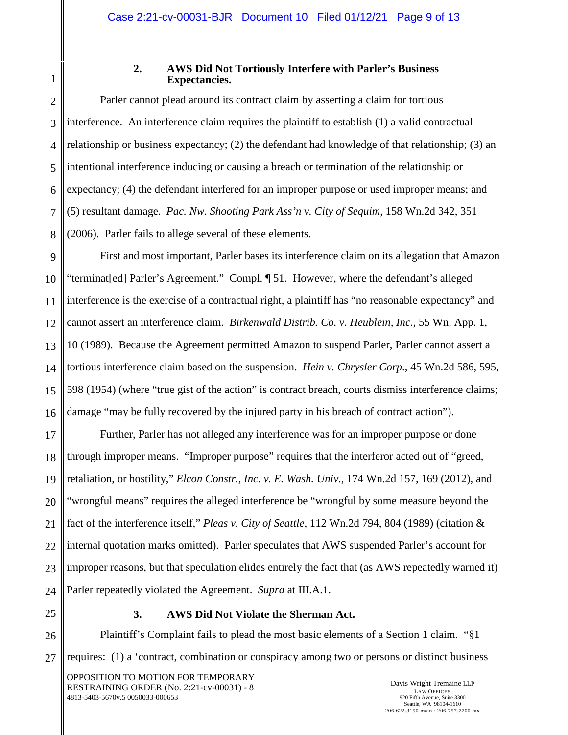### 2. AWS Did Not Tortiously Interfere with Parler's Business Expectancies.

Parler cannot plead around its contract claim by asserting a claim for tortious interference. An interference claim requires the plaintiff to establish (1) a valid contractual relationship or business expectancy; (2) the defendant had knowledge of that relationship; (3) an intentional interference inducing or causing a breach or termination of the relationship or expectancy; (4) the defendant interfered for an improper purpose or used improper means; and (5) resultant damage. *Pac. Nw. Shooting Park Ass'n v. City of Sequim*, 158 Wn.2d 342, 351 (2006). Parler fails to allege several of these elements.

First and most important, Parler bases its interference claim on its allegation that Amazon "terminat[ed] Parler's Agreement." Compl. ¶ 51. However, where the defendant's alleged interference is the exercise of a contractual right, a plaintiff has "no reasonable expectancy" and cannot assert an interference claim. *Birkenwald Distrib. Co. v. Heublein, Inc.*, 55 Wn. App. 1, 10 (1989). Because the Agreement permitted Amazon to suspend Parler, Parler cannot assert a tortious interference claim based on the suspension. *Hein v. Chrysler Corp.*, 45 Wn.2d 586, 595, 598 (1954) (where "true gist of the action" is contract breach, courts dismiss interference claims; damage "may be fully recovered by the injured party in his breach of contract action").

Further, Parler has not alleged any interference was for an improper purpose or done through improper means. "Improper purpose" requires that the interferor acted out of "greed, retaliation, or hostility," *Elcon Constr., Inc. v. E. Wash. Univ.*, 174 Wn.2d 157, 169 (2012), and "wrongful means" requires the alleged interference be "wrongful by some measure beyond the fact of the interference itself," *Pleas v. City of Seattle*, 112 Wn.2d 794, 804 (1989) (citation & internal quotation marks omitted). Parler speculates that AWS suspended Parler's account for improper reasons, but that speculation elides entirely the fact that (as AWS repeatedly warned it) Parler repeatedly violated the Agreement. *Supra* at III.A.1.

### 3. AWS Did Not Violate the Sherman Act.

Plaintiff's Complaint fails to plead the most basic elements of a Section 1 claim. "§1 requires: (1) a 'contract, combination or conspiracy among two or persons or distinct business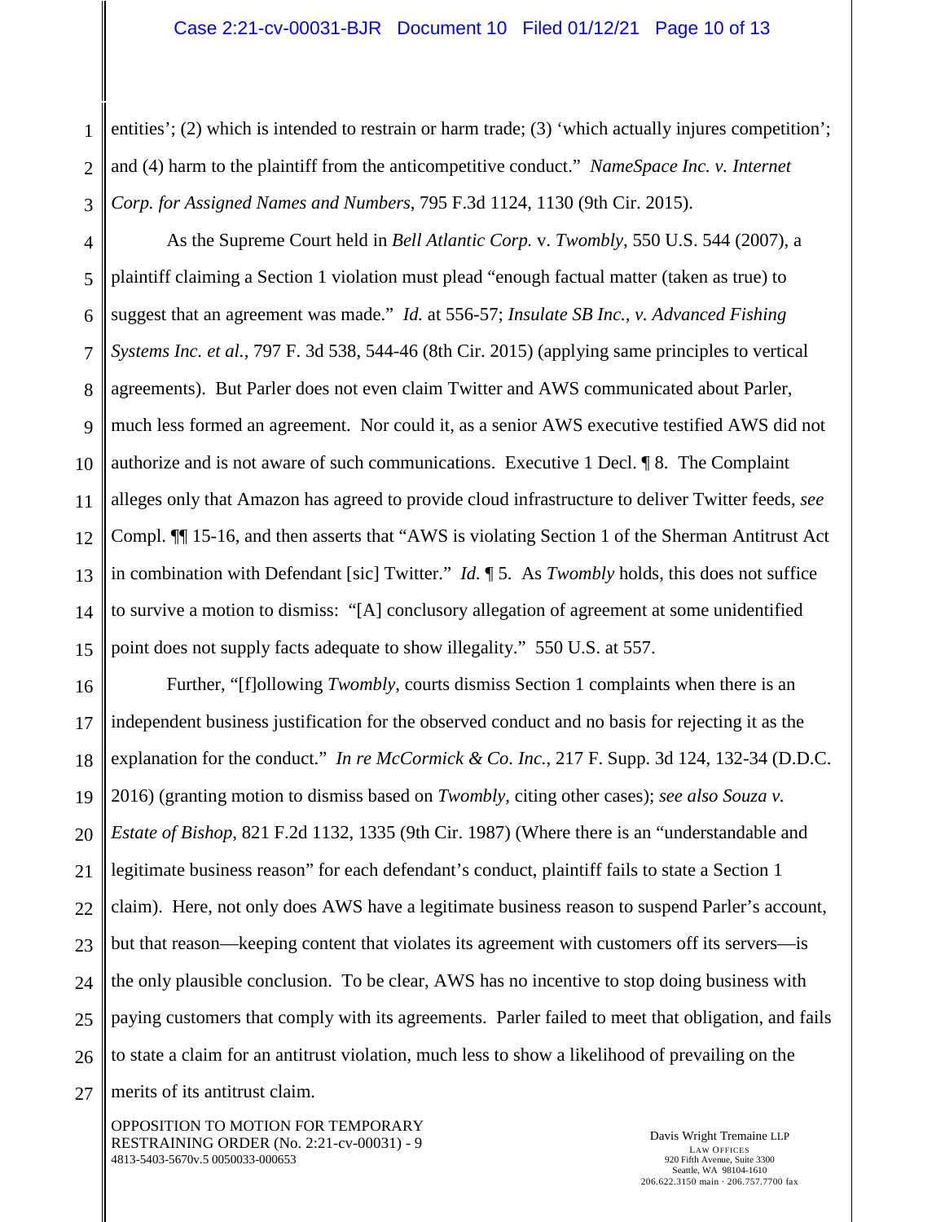entities'; (2) which is intended to restrain or harm trade; (3) 'which actually injures competition'; and (4) harm to the plaintiff from the anticompetitive conduct." *NameSpace Inc. v. Internet Corp. for Assigned Names and Numbers*, 795 F.3d 1124, 1130 (9th Cir. 2015).

As the Supreme Court held in *Bell Atlantic Corp.* v. *Twombly*, 550 U.S. 544 (2007), a plaintiff claiming a Section 1 violation must plead "enough factual matter (taken as true) to suggest that an agreement was made." *Id.* at 556-57; *Insulate SB Inc., v. Advanced Fishing Systems Inc. et al.*, 797 F. 3d 538, 544-46 (8th Cir. 2015) (applying same principles to vertical agreements). But Parler does not even claim Twitter and AWS communicated about Parler, much less formed an agreement. Nor could it, as a senior AWS executive testified AWS did not authorize and is not aware of such communications. Executive 1 Decl. ¶ 8. The Complaint alleges only that Amazon has agreed to provide cloud infrastructure to deliver Twitter feeds, *see* Compl. ¶¶ 15-16, and then asserts that "AWS is violating Section 1 of the Sherman Antitrust Act in combination with Defendant [sic] Twitter." *Id.* ¶ 5. As *Twombly* holds, this does not suffice to survive a motion to dismiss: "[A] conclusory allegation of agreement at some unidentified point does not supply facts adequate to show illegality." 550 U.S. at 557.

Further, "[f]ollowing *Twombly*, courts dismiss Section 1 complaints when there is an independent business justification for the observed conduct and no basis for rejecting it as the explanation for the conduct." *In re McCormick & Co. Inc.*, 217 F. Supp. 3d 124, 132-34 (D.D.C. 2016) (granting motion to dismiss based on *Twombly*, citing other cases); *see also Souza v. Estate of Bishop*, 821 F.2d 1132, 1335 (9th Cir. 1987) (Where there is an "understandable and legitimate business reason" for each defendant's conduct, plaintiff fails to state a Section 1 claim). Here, not only does AWS have a legitimate business reason to suspend Parler's account, but that reason—keeping content that violates its agreement with customers off its servers—is the only plausible conclusion. To be clear, AWS has no incentive to stop doing business with paying customers that comply with its agreements. Parler failed to meet that obligation, and fails to state a claim for an antitrust violation, much less to show a likelihood of prevailing on the merits of its antitrust claim.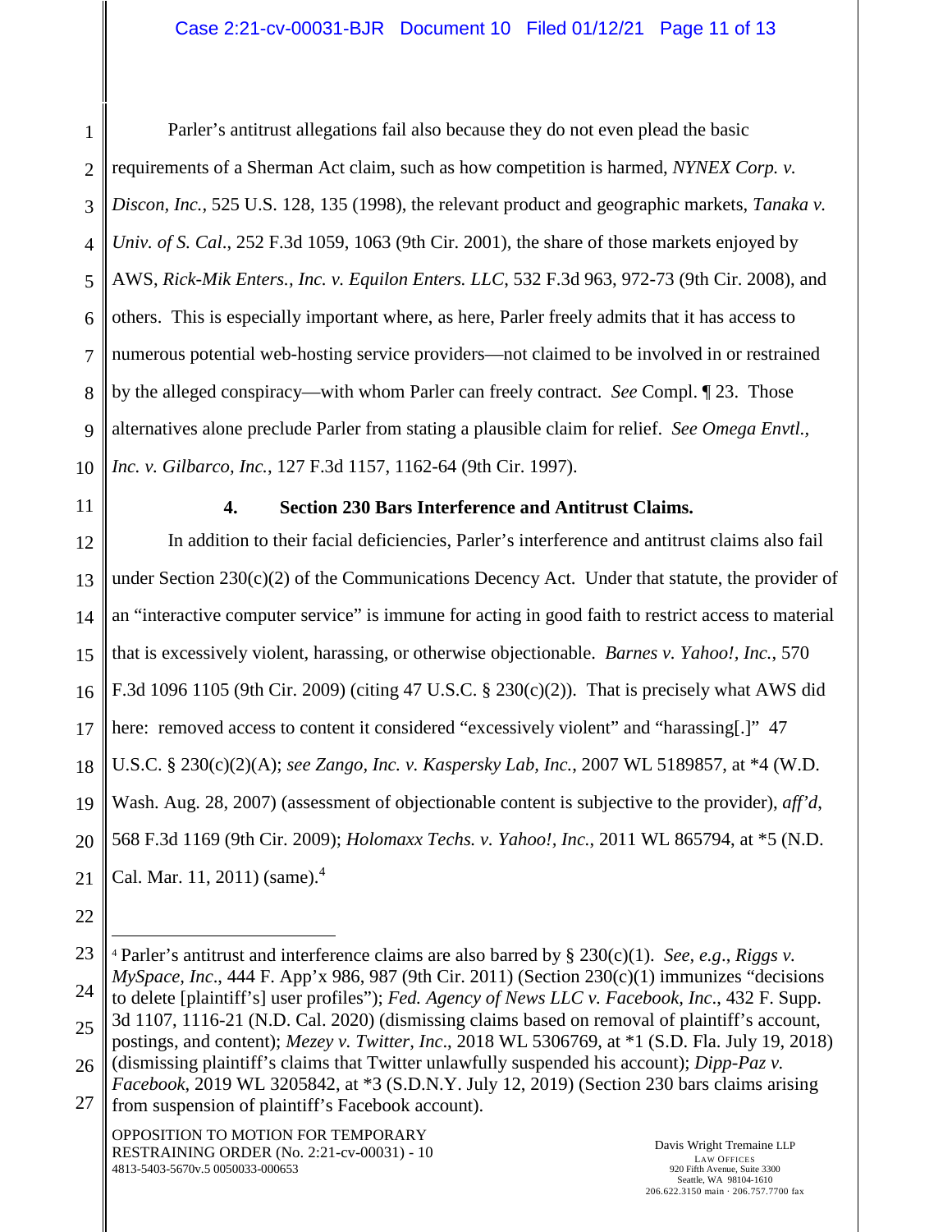Parler's antitrust allegations fail also because they do not even plead the basic requirements of a Sherman Act claim, such as how competition is harmed, *NYNEX Corp. v. Discon, Inc.*, 525 U.S. 128, 135 (1998), the relevant product and geographic markets, *Tanaka v. Univ. of S. Cal.*, 252 F.3d 1059, 1063 (9th Cir. 2001), the share of those markets enjoyed by AWS, *Rick-Mik Enters., Inc. v. Equilon Enters. LLC*, 532 F.3d 963, 972-73 (9th Cir. 2008), and others. This is especially important where, as here, Parler freely admits that it has access to numerous potential web-hosting service providers—not claimed to be involved in or restrained by the alleged conspiracy—with whom Parler can freely contract. *See* Compl. ¶ 23. Those alternatives alone preclude Parler from stating a plausible claim for relief. *See Omega Envtl., Inc. v. Gilbarco, Inc.*, 127 F.3d 1157, 1162-64 (9th Cir. 1997).

**4. Section 230 Bars Interference and Antitrust Claims.**

In addition to their facial deficiencies, Parler's interference and antitrust claims also fail under Section 230(c)(2) of the Communications Decency Act. Under that statute, the provider of an "interactive computer service" is immune for acting in good faith to restrict access to material that is excessively violent, harassing, or otherwise objectionable. *Barnes v. Yahoo!, Inc.*, 570 F.3d 1096 1105 (9th Cir. 2009) (citing 47 U.S.C. § 230(c)(2)). That is precisely what AWS did here: removed access to content it considered "excessively violent" and "harassing[.]" 47 U.S.C. § 230(c)(2)(A); *see Zango, Inc. v. Kaspersky Lab, Inc.*, 2007 WL 5189857, at *4 (W.D. Wash. Aug. 28, 2007) (assessment of objectionable content is subjective to the provider), *aff'd*, 568 F.3d 1169 (9th Cir. 2009); *Holomaxx Techs. v. Yahoo!, Inc.*, 2011 WL 865794, at *5 (N.D. Cal. Mar. 11, 2011) (same).[4]

---

[4] Parler's antitrust and interference claims are also barred by § 230(c)(1). *See, e.g.*, *Riggs v. MySpace, Inc*., 444 F. App'x 986, 987 (9th Cir. 2011) (Section 230(c)(1) immunizes "decisions to delete [plaintiff's] user profiles"); *Fed. Agency of News LLC v. Facebook, Inc*., 432 F. Supp. 3d 1107, 1116-21 (N.D. Cal. 2020) (dismissing claims based on removal of plaintiff's account, postings, and content); *Mezey v. Twitter, Inc*., 2018 WL 5306769, at *1 (S.D. Fla. July 19, 2018) (dismissing plaintiff's claims that Twitter unlawfully suspended his account); *Dipp-Paz v. Facebook*, 2019 WL 3205842, at *3 (S.D.N.Y. July 12, 2019) (Section 230 bars claims arising from suspension of plaintiff's Facebook account).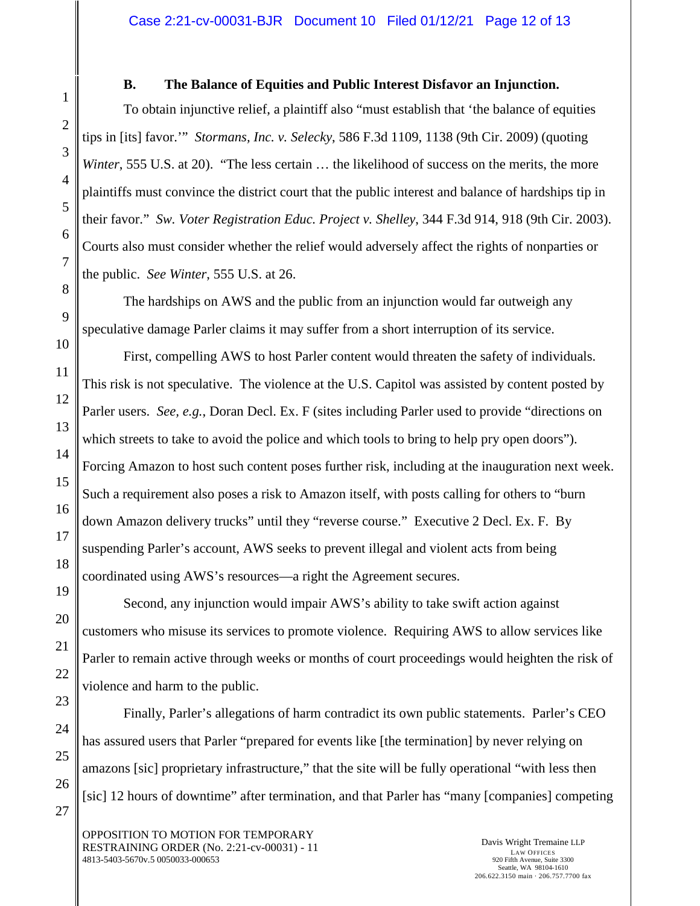### B. The Balance of Equities and Public Interest Disfavor an Injunction.

To obtain injunctive relief, a plaintiff also "must establish that 'the balance of equities tips in [its] favor.'" *Stormans, Inc. v. Selecky*, 586 F.3d 1109, 1138 (9th Cir. 2009) (quoting *Winter*, 555 U.S. at 20). "The less certain … the likelihood of success on the merits, the more plaintiffs must convince the district court that the public interest and balance of hardships tip in their favor." *Sw. Voter Registration Educ. Project v. Shelley*, 344 F.3d 914, 918 (9th Cir. 2003). Courts also must consider whether the relief would adversely affect the rights of nonparties or the public. *See Winter*, 555 U.S. at 26.

The hardships on AWS and the public from an injunction would far outweigh any speculative damage Parler claims it may suffer from a short interruption of its service.

First, compelling AWS to host Parler content would threaten the safety of individuals. This risk is not speculative. The violence at the U.S. Capitol was assisted by content posted by Parler users. *See, e.g.*, Doran Decl. Ex. F (sites including Parler used to provide "directions on which streets to take to avoid the police and which tools to bring to help pry open doors"). Forcing Amazon to host such content poses further risk, including at the inauguration next week. Such a requirement also poses a risk to Amazon itself, with posts calling for others to "burn down Amazon delivery trucks" until they "reverse course." Executive 2 Decl. Ex. F. By suspending Parler's account, AWS seeks to prevent illegal and violent acts from being coordinated using AWS's resources—a right the Agreement secures.

Second, any injunction would impair AWS's ability to take swift action against customers who misuse its services to promote violence. Requiring AWS to allow services like Parler to remain active through weeks or months of court proceedings would heighten the risk of violence and harm to the public.

Finally, Parler's allegations of harm contradict its own public statements. Parler's CEO has assured users that Parler "prepared for events like [the termination] by never relying on amazons [sic] proprietary infrastructure," that the site will be fully operational "with less then [sic] 12 hours of downtime" after termination, and that Parler has "many [companies] competing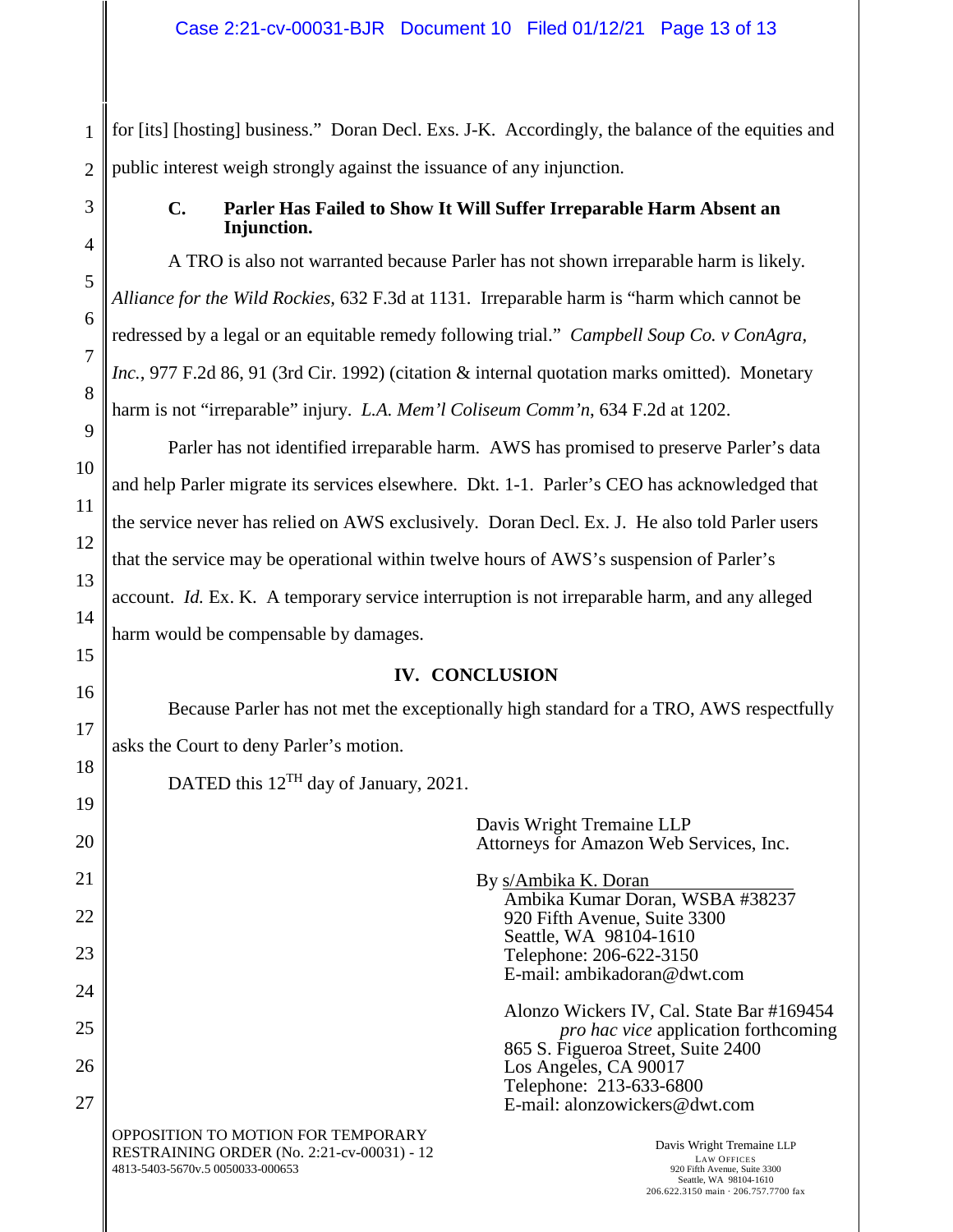for [its] [hosting] business." Doran Decl. Exs. J-K. Accordingly, the balance of the equities and public interest weigh strongly against the issuance of any injunction.

### C. Parler Has Failed to Show It Will Suffer Irreparable Harm Absent an Injunction.

A TRO is also not warranted because Parler has not shown irreparable harm is likely. *Alliance for the Wild Rockies*, 632 F.3d at 1131. Irreparable harm is "harm which cannot be redressed by a legal or an equitable remedy following trial." *Campbell Soup Co. v ConAgra, Inc.*, 977 F.2d 86, 91 (3rd Cir. 1992) (citation & internal quotation marks omitted). Monetary harm is not "irreparable" injury. *L.A. Mem'l Coliseum Comm'n*, 634 F.2d at 1202.

Parler has not identified irreparable harm. AWS has promised to preserve Parler's data and help Parler migrate its services elsewhere. Dkt. 1-1. Parler's CEO has acknowledged that the service never has relied on AWS exclusively. Doran Decl. Ex. J. He also told Parler users that the service may be operational within twelve hours of AWS's suspension of Parler's account. *Id.* Ex. K. A temporary service interruption is not irreparable harm, and any alleged harm would be compensable by damages.

## IV. CONCLUSION

Because Parler has not met the exceptionally high standard for a TRO, AWS respectfully asks the Court to deny Parler's motion.

DATED this 12TH day of January, 2021.

Davis Wright Tremaine LLP
Attorneys for Amazon Web Services, Inc.

By s/Ambika K. Doran
Ambika Kumar Doran, WSBA #38237
920 Fifth Avenue, Suite 3300
Seattle, WA 98104-1610
Telephone: 206-622-3150
E-mail: ambikadoran@dwt.com

Alonzo Wickers IV, Cal. State Bar #169454
*pro hac vice* application forthcoming
865 S. Figueroa Street, Suite 2400
Los Angeles, CA 90017
Telephone: 213-633-6800
E-mail: alonzowickers@dwt.com